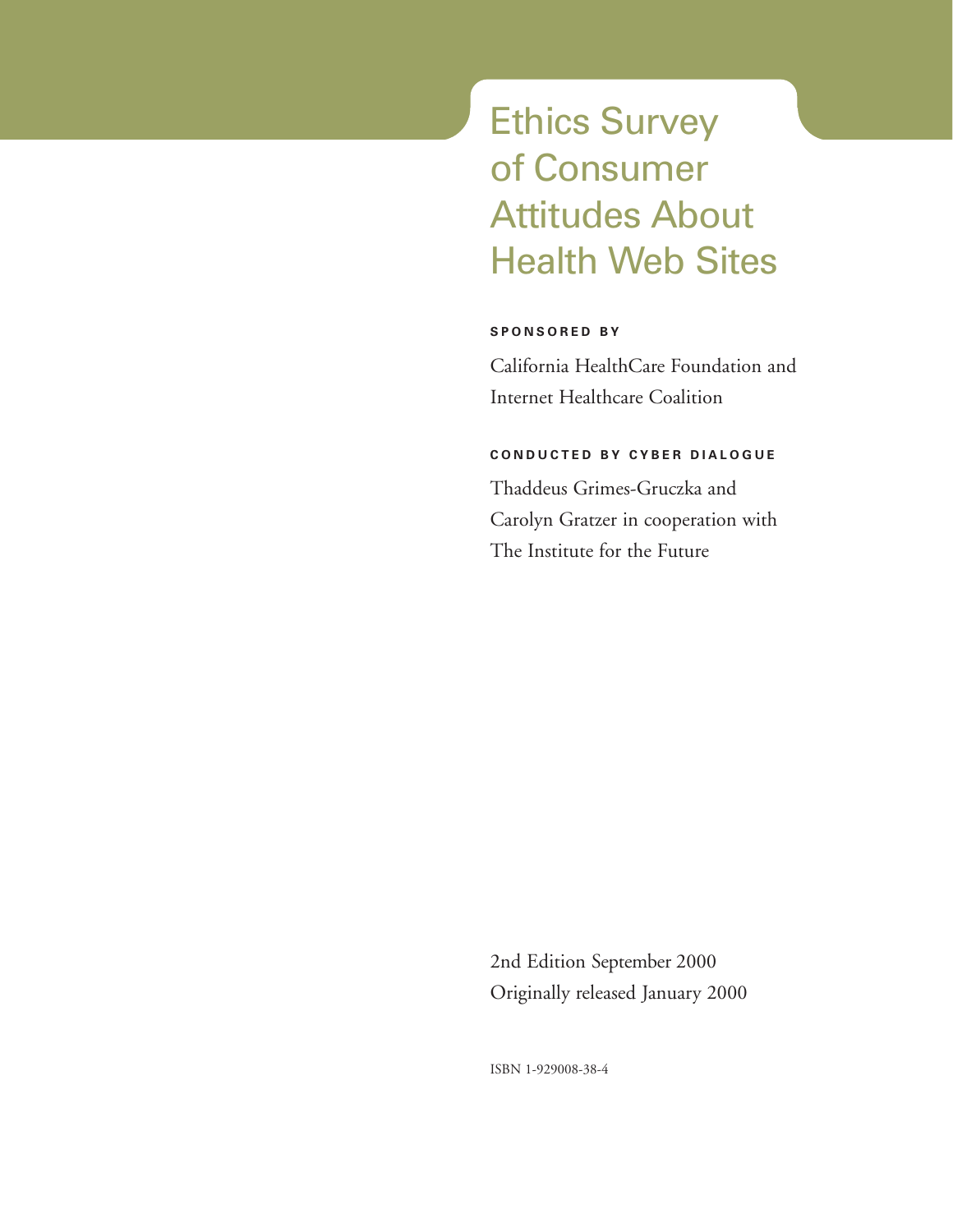# Ethics Survey of Consumer Attitudes About Health Web Sites

**SPONSORED BY**

California HealthCare Foundation and Internet Healthcare Coalition

**CONDUCTED BY CYBER DIALOGUE**

Thaddeus Grimes-Gruczka and Carolyn Gratzer in cooperation with The Institute for the Future

2nd Edition September 2000
Originally released January 2000

ISBN 1-929008-38-4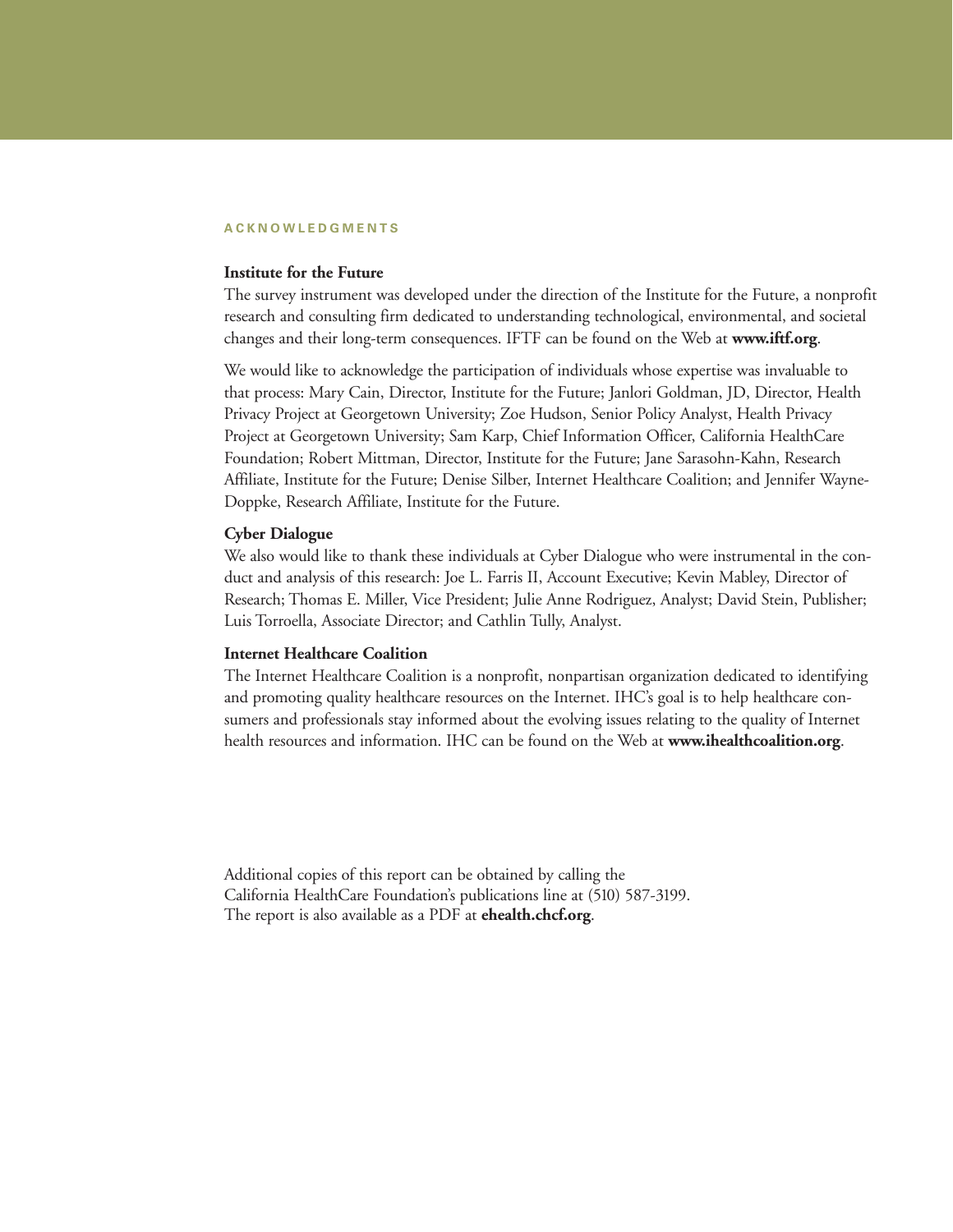## ACKNOWLEDGMENTS

**Institute for the Future**

The survey instrument was developed under the direction of the Institute for the Future, a nonprofit research and consulting firm dedicated to understanding technological, environmental, and societal changes and their long-term consequences. IFTF can be found on the Web at **www.iftf.org**.

We would like to acknowledge the participation of individuals whose expertise was invaluable to that process: Mary Cain, Director, Institute for the Future; Janlori Goldman, JD, Director, Health Privacy Project at Georgetown University; Zoe Hudson, Senior Policy Analyst, Health Privacy Project at Georgetown University; Sam Karp, Chief Information Officer, California HealthCare Foundation; Robert Mittman, Director, Institute for the Future; Jane Sarasohn-Kahn, Research Affiliate, Institute for the Future; Denise Silber, Internet Healthcare Coalition; and Jennifer Wayne-Doppke, Research Affiliate, Institute for the Future.

**Cyber Dialogue**

We also would like to thank these individuals at Cyber Dialogue who were instrumental in the conduct and analysis of this research: Joe L. Farris II, Account Executive; Kevin Mabley, Director of Research; Thomas E. Miller, Vice President; Julie Anne Rodriguez, Analyst; David Stein, Publisher; Luis Torroella, Associate Director; and Cathlin Tully, Analyst.

**Internet Healthcare Coalition**

The Internet Healthcare Coalition is a nonprofit, nonpartisan organization dedicated to identifying and promoting quality healthcare resources on the Internet. IHC's goal is to help healthcare consumers and professionals stay informed about the evolving issues relating to the quality of Internet health resources and information. IHC can be found on the Web at **www.ihealthcoalition.org**.

Additional copies of this report can be obtained by calling the California HealthCare Foundation's publications line at (510) 587-3199. The report is also available as a PDF at **ehealth.chcf.org**.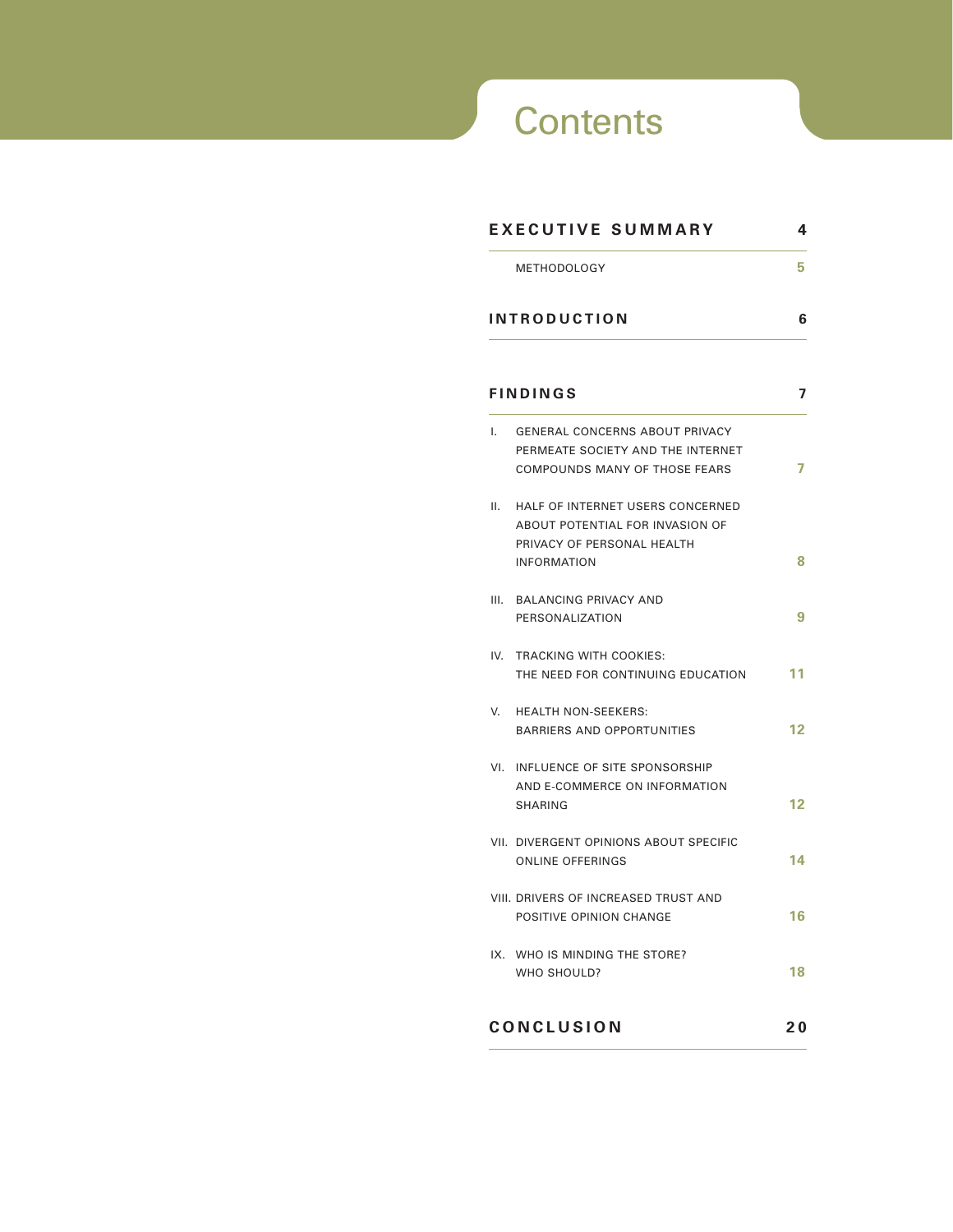# Contents

| | | |
|---|---|---|
| **EXECUTIVE SUMMARY** | | **4** |
| | METHODOLOGY | 5 |
| **INTRODUCTION** | | **6** |
| **FINDINGS** | | **7** |
| I. | GENERAL CONCERNS ABOUT PRIVACY PERMEATE SOCIETY AND THE INTERNET COMPOUNDS MANY OF THOSE FEARS | 7 |
| II. | HALF OF INTERNET USERS CONCERNED ABOUT POTENTIAL FOR INVASION OF PRIVACY OF PERSONAL HEALTH INFORMATION | 8 |
| III. | BALANCING PRIVACY AND PERSONALIZATION | 9 |
| IV. | TRACKING WITH COOKIES: THE NEED FOR CONTINUING EDUCATION | 11 |
| V. | HEALTH NON-SEEKERS: BARRIERS AND OPPORTUNITIES | 12 |
| VI. | INFLUENCE OF SITE SPONSORSHIP AND E-COMMERCE ON INFORMATION SHARING | 12 |
| VII. | DIVERGENT OPINIONS ABOUT SPECIFIC ONLINE OFFERINGS | 14 |
| VIII. | DRIVERS OF INCREASED TRUST AND POSITIVE OPINION CHANGE | 16 |
| IX. | WHO IS MINDING THE STORE? WHO SHOULD? | 18 |
| **CONCLUSION** | | **20** |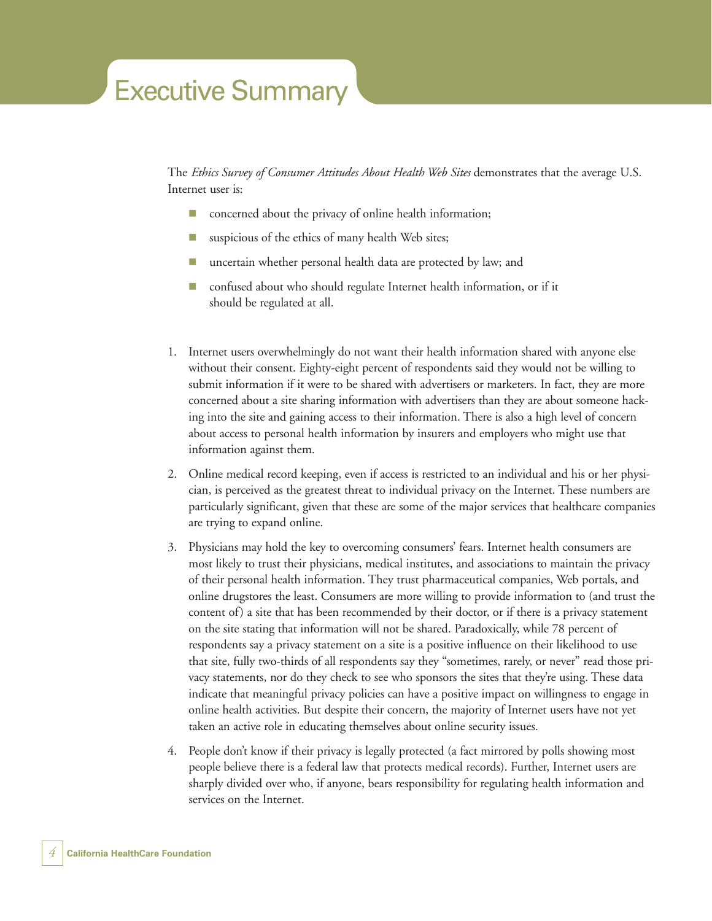# Executive Summary

The *Ethics Survey of Consumer Attitudes About Health Web Sites* demonstrates that the average U.S. Internet user is:

- concerned about the privacy of online health information;
- suspicious of the ethics of many health Web sites;
- uncertain whether personal health data are protected by law; and
- confused about who should regulate Internet health information, or if it should be regulated at all.

1. Internet users overwhelmingly do not want their health information shared with anyone else without their consent. Eighty-eight percent of respondents said they would not be willing to submit information if it were to be shared with advertisers or marketers. In fact, they are more concerned about a site sharing information with advertisers than they are about someone hacking into the site and gaining access to their information. There is also a high level of concern about access to personal health information by insurers and employers who might use that information against them.

2. Online medical record keeping, even if access is restricted to an individual and his or her physician, is perceived as the greatest threat to individual privacy on the Internet. These numbers are particularly significant, given that these are some of the major services that healthcare companies are trying to expand online.

3. Physicians may hold the key to overcoming consumers' fears. Internet health consumers are most likely to trust their physicians, medical institutes, and associations to maintain the privacy of their personal health information. They trust pharmaceutical companies, Web portals, and online drugstores the least. Consumers are more willing to provide information to (and trust the content of) a site that has been recommended by their doctor, or if there is a privacy statement on the site stating that information will not be shared. Paradoxically, while 78 percent of respondents say a privacy statement on a site is a positive influence on their likelihood to use that site, fully two-thirds of all respondents say they "sometimes, rarely, or never" read those privacy statements, nor do they check to see who sponsors the sites that they're using. These data indicate that meaningful privacy policies can have a positive impact on willingness to engage in online health activities. But despite their concern, the majority of Internet users have not yet taken an active role in educating themselves about online security issues.

4. People don't know if their privacy is legally protected (a fact mirrored by polls showing most people believe there is a federal law that protects medical records). Further, Internet users are sharply divided over who, if anyone, bears responsibility for regulating health information and services on the Internet.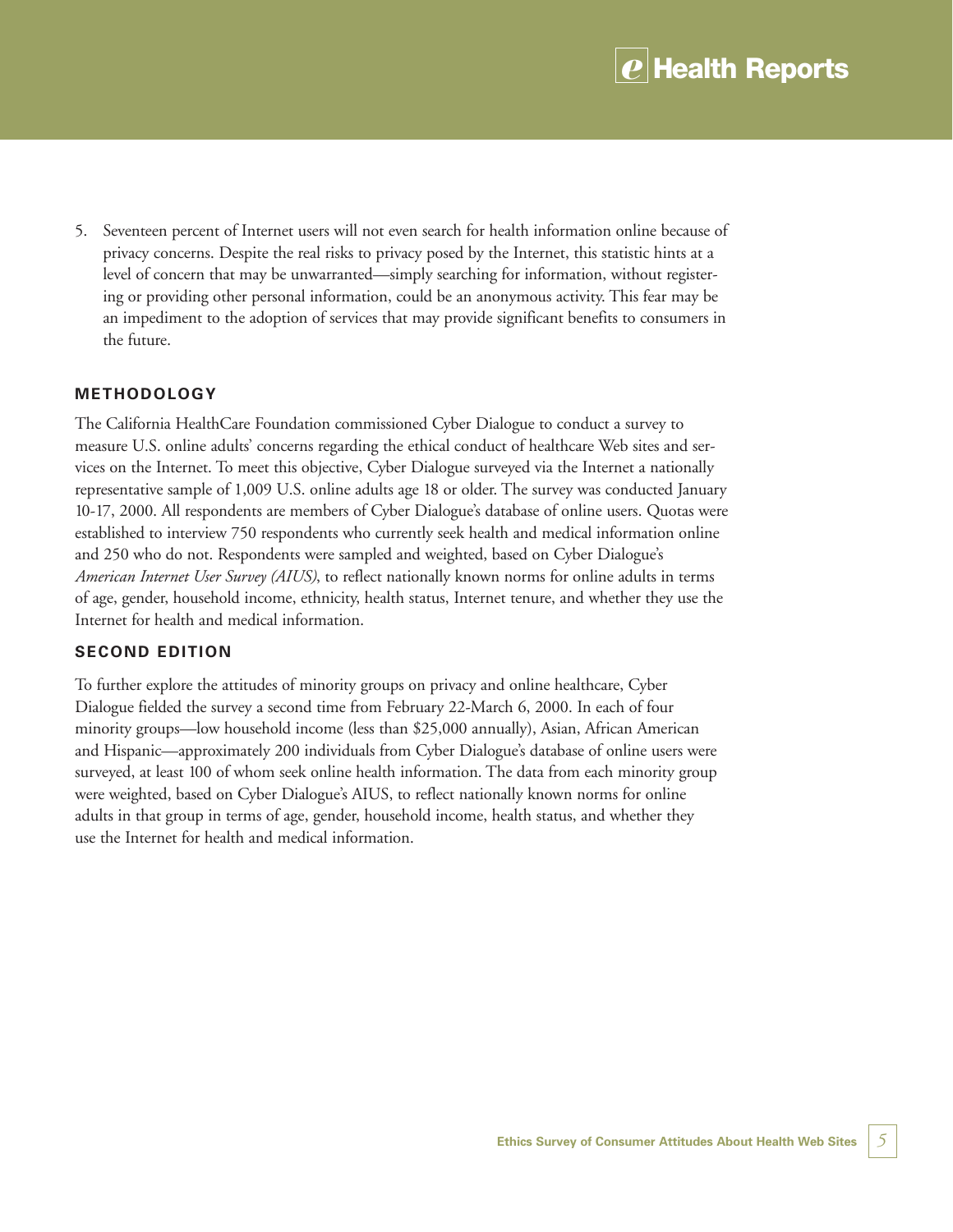5. Seventeen percent of Internet users will not even search for health information online because of privacy concerns. Despite the real risks to privacy posed by the Internet, this statistic hints at a level of concern that may be unwarranted—simply searching for information, without registering or providing other personal information, could be an anonymous activity. This fear may be an impediment to the adoption of services that may provide significant benefits to consumers in the future.

## METHODOLOGY

The California HealthCare Foundation commissioned Cyber Dialogue to conduct a survey to measure U.S. online adults' concerns regarding the ethical conduct of healthcare Web sites and services on the Internet. To meet this objective, Cyber Dialogue surveyed via the Internet a nationally representative sample of 1,009 U.S. online adults age 18 or older. The survey was conducted January 10-17, 2000. All respondents are members of Cyber Dialogue's database of online users. Quotas were established to interview 750 respondents who currently seek health and medical information online and 250 who do not. Respondents were sampled and weighted, based on Cyber Dialogue's *American Internet User Survey (AIUS)*, to reflect nationally known norms for online adults in terms of age, gender, household income, ethnicity, health status, Internet tenure, and whether they use the Internet for health and medical information.

## SECOND EDITION

To further explore the attitudes of minority groups on privacy and online healthcare, Cyber Dialogue fielded the survey a second time from February 22-March 6, 2000. In each of four minority groups—low household income (less than $25,000 annually), Asian, African American and Hispanic—approximately 200 individuals from Cyber Dialogue's database of online users were surveyed, at least 100 of whom seek online health information. The data from each minority group were weighted, based on Cyber Dialogue's AIUS, to reflect nationally known norms for online adults in that group in terms of age, gender, household income, health status, and whether they use the Internet for health and medical information.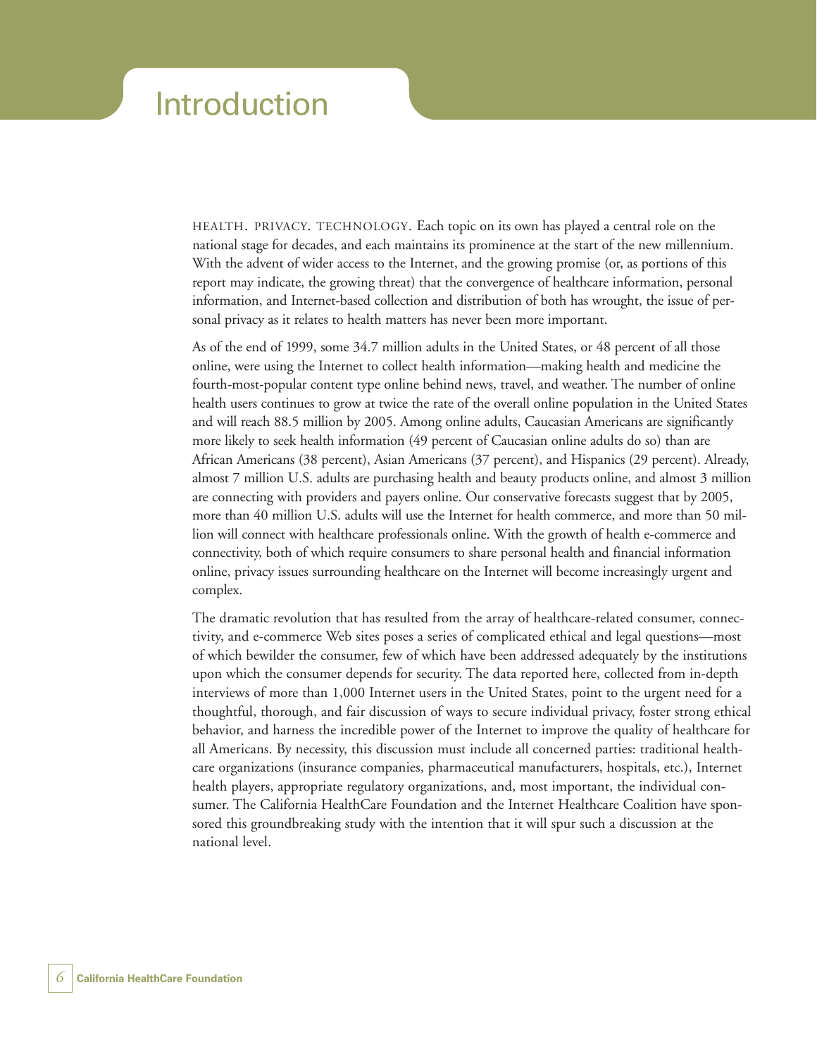# Introduction

HEALTH. PRIVACY. TECHNOLOGY. Each topic on its own has played a central role on the national stage for decades, and each maintains its prominence at the start of the new millennium. With the advent of wider access to the Internet, and the growing promise (or, as portions of this report may indicate, the growing threat) that the convergence of healthcare information, personal information, and Internet-based collection and distribution of both has wrought, the issue of personal privacy as it relates to health matters has never been more important.

As of the end of 1999, some 34.7 million adults in the United States, or 48 percent of all those online, were using the Internet to collect health information—making health and medicine the fourth-most-popular content type online behind news, travel, and weather. The number of online health users continues to grow at twice the rate of the overall online population in the United States and will reach 88.5 million by 2005. Among online adults, Caucasian Americans are significantly more likely to seek health information (49 percent of Caucasian online adults do so) than are African Americans (38 percent), Asian Americans (37 percent), and Hispanics (29 percent). Already, almost 7 million U.S. adults are purchasing health and beauty products online, and almost 3 million are connecting with providers and payers online. Our conservative forecasts suggest that by 2005, more than 40 million U.S. adults will use the Internet for health commerce, and more than 50 million will connect with healthcare professionals online. With the growth of health e-commerce and connectivity, both of which require consumers to share personal health and financial information online, privacy issues surrounding healthcare on the Internet will become increasingly urgent and complex.

The dramatic revolution that has resulted from the array of healthcare-related consumer, connectivity, and e-commerce Web sites poses a series of complicated ethical and legal questions—most of which bewilder the consumer, few of which have been addressed adequately by the institutions upon which the consumer depends for security. The data reported here, collected from in-depth interviews of more than 1,000 Internet users in the United States, point to the urgent need for a thoughtful, thorough, and fair discussion of ways to secure individual privacy, foster strong ethical behavior, and harness the incredible power of the Internet to improve the quality of healthcare for all Americans. By necessity, this discussion must include all concerned parties: traditional healthcare organizations (insurance companies, pharmaceutical manufacturers, hospitals, etc.), Internet health players, appropriate regulatory organizations, and, most important, the individual consumer. The California HealthCare Foundation and the Internet Healthcare Coalition have sponsored this groundbreaking study with the intention that it will spur such a discussion at the national level.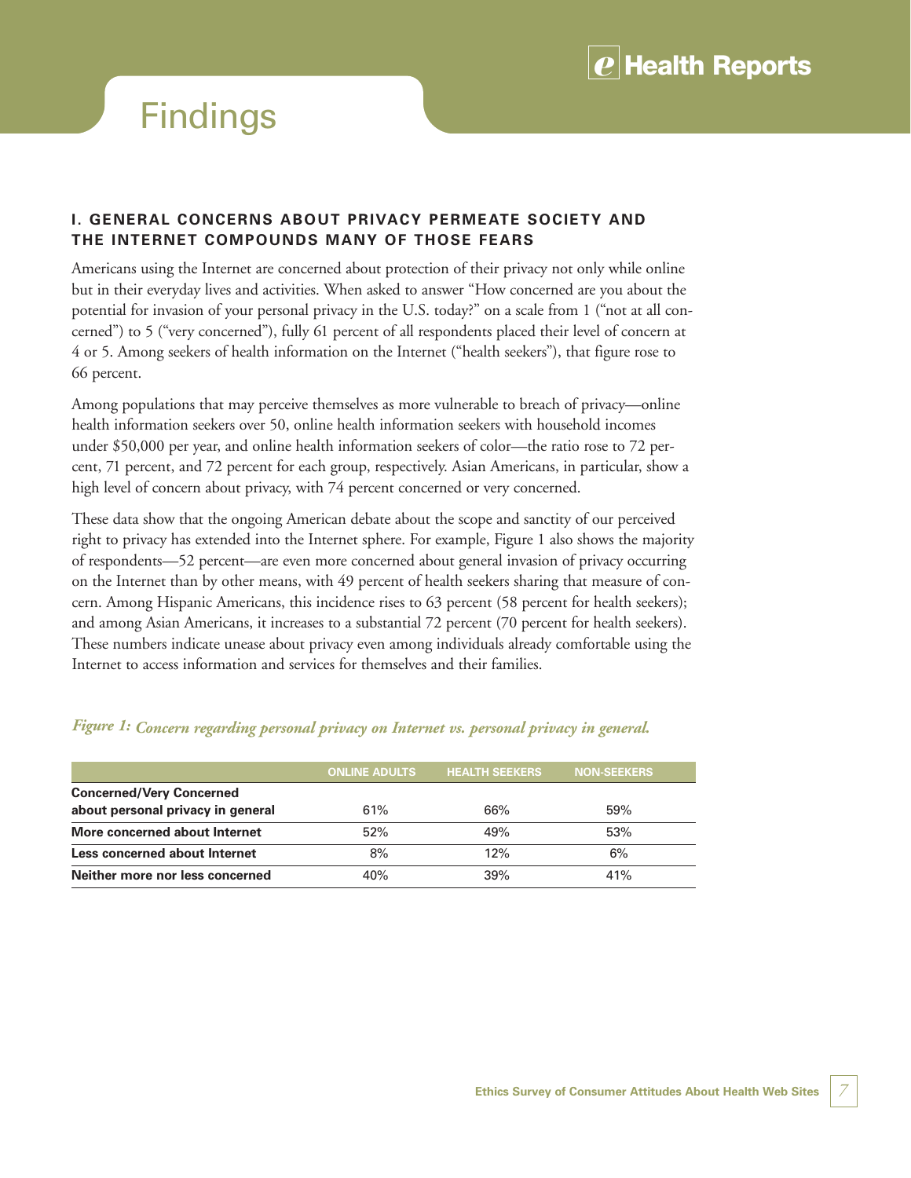# Findings

### I. GENERAL CONCERNS ABOUT PRIVACY PERMEATE SOCIETY AND THE INTERNET COMPOUNDS MANY OF THOSE FEARS

Americans using the Internet are concerned about protection of their privacy not only while online but in their everyday lives and activities. When asked to answer "How concerned are you about the potential for invasion of your personal privacy in the U.S. today?" on a scale from 1 ("not at all concerned") to 5 ("very concerned"), fully 61 percent of all respondents placed their level of concern at 4 or 5. Among seekers of health information on the Internet ("health seekers"), that figure rose to 66 percent.

Among populations that may perceive themselves as more vulnerable to breach of privacy—online health information seekers over 50, online health information seekers with household incomes under $50,000 per year, and online health information seekers of color—the ratio rose to 72 percent, 71 percent, and 72 percent for each group, respectively. Asian Americans, in particular, show a high level of concern about privacy, with 74 percent concerned or very concerned.

These data show that the ongoing American debate about the scope and sanctity of our perceived right to privacy has extended into the Internet sphere. For example, Figure 1 also shows the majority of respondents—52 percent—are even more concerned about general invasion of privacy occurring on the Internet than by other means, with 49 percent of health seekers sharing that measure of concern. Among Hispanic Americans, this incidence rises to 63 percent (58 percent for health seekers); and among Asian Americans, it increases to a substantial 72 percent (70 percent for health seekers). These numbers indicate unease about privacy even among individuals already comfortable using the Internet to access information and services for themselves and their families.

*Figure 1: Concern regarding personal privacy on Internet vs. personal privacy in general.*

| | ONLINE ADULTS | HEALTH SEEKERS | NON-SEEKERS |
|---|---|---|---|
| **Concerned/Very Concerned about personal privacy in general** | 61% | 66% | 59% |
| **More concerned about Internet** | 52% | 49% | 53% |
| **Less concerned about Internet** | 8% | 12% | 6% |
| **Neither more nor less concerned** | 40% | 39% | 41% |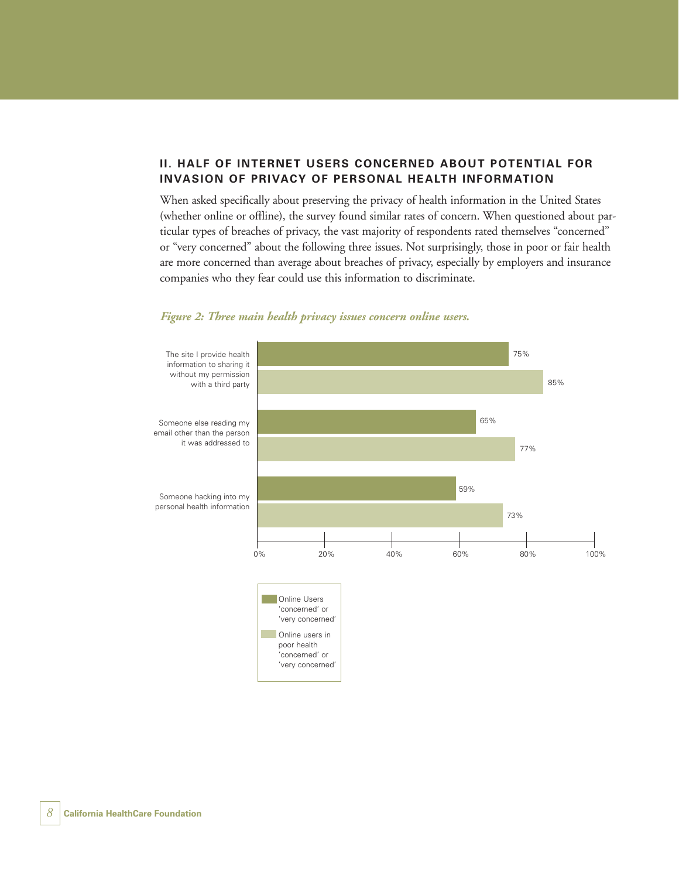## II. HALF OF INTERNET USERS CONCERNED ABOUT POTENTIAL FOR INVASION OF PRIVACY OF PERSONAL HEALTH INFORMATION

When asked specifically about preserving the privacy of health information in the United States (whether online or offline), the survey found similar rates of concern. When questioned about particular types of breaches of privacy, the vast majority of respondents rated themselves "concerned" or "very concerned" about the following three issues. Not surprisingly, those in poor or fair health are more concerned than average about breaches of privacy, especially by employers and insurance companies who they fear could use this information to discriminate.

*Figure 2: Three main health privacy issues concern online users.*

| Issue | Online Users 'concerned' or 'very concerned' | Online users in poor health 'concerned' or 'very concerned' |
|---|---|---|
| The site I provide health information to sharing it without my permission with a third party | 75% | 85% |
| Someone else reading my email other than the person it was addressed to | 65% | 77% |
| Someone hacking into my personal health information | 59% | 73% |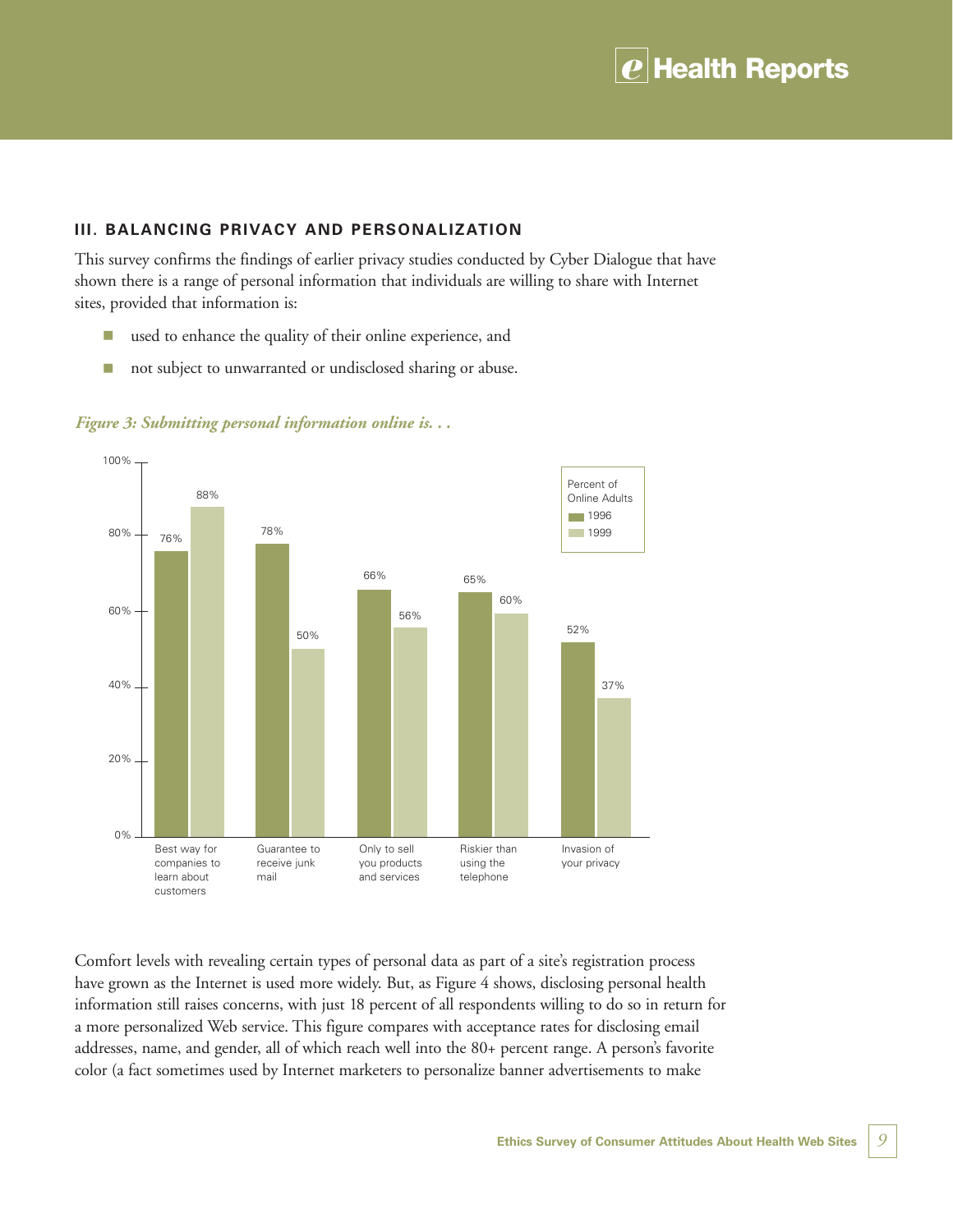### III. BALANCING PRIVACY AND PERSONALIZATION

This survey confirms the findings of earlier privacy studies conducted by Cyber Dialogue that have shown there is a range of personal information that individuals are willing to share with Internet sites, provided that information is:

- used to enhance the quality of their online experience, and
- not subject to unwarranted or undisclosed sharing or abuse.

*Figure 3: Submitting personal information online is. . .*

| Percent of Online Adults | 1996 | 1999 |
|---|---|---|
| Best way for companies to learn about customers | 76% | 88% |
| Guarantee to receive junk mail | 78% | 50% |
| Only to sell you products and services | 66% | 56% |
| Riskier than using the telephone | 65% | 60% |
| Invasion of your privacy | 52% | 37% |

Comfort levels with revealing certain types of personal data as part of a site's registration process have grown as the Internet is used more widely. But, as Figure 4 shows, disclosing personal health information still raises concerns, with just 18 percent of all respondents willing to do so in return for a more personalized Web service. This figure compares with acceptance rates for disclosing email addresses, name, and gender, all of which reach well into the 80+ percent range. A person's favorite color (a fact sometimes used by Internet marketers to personalize banner advertisements to make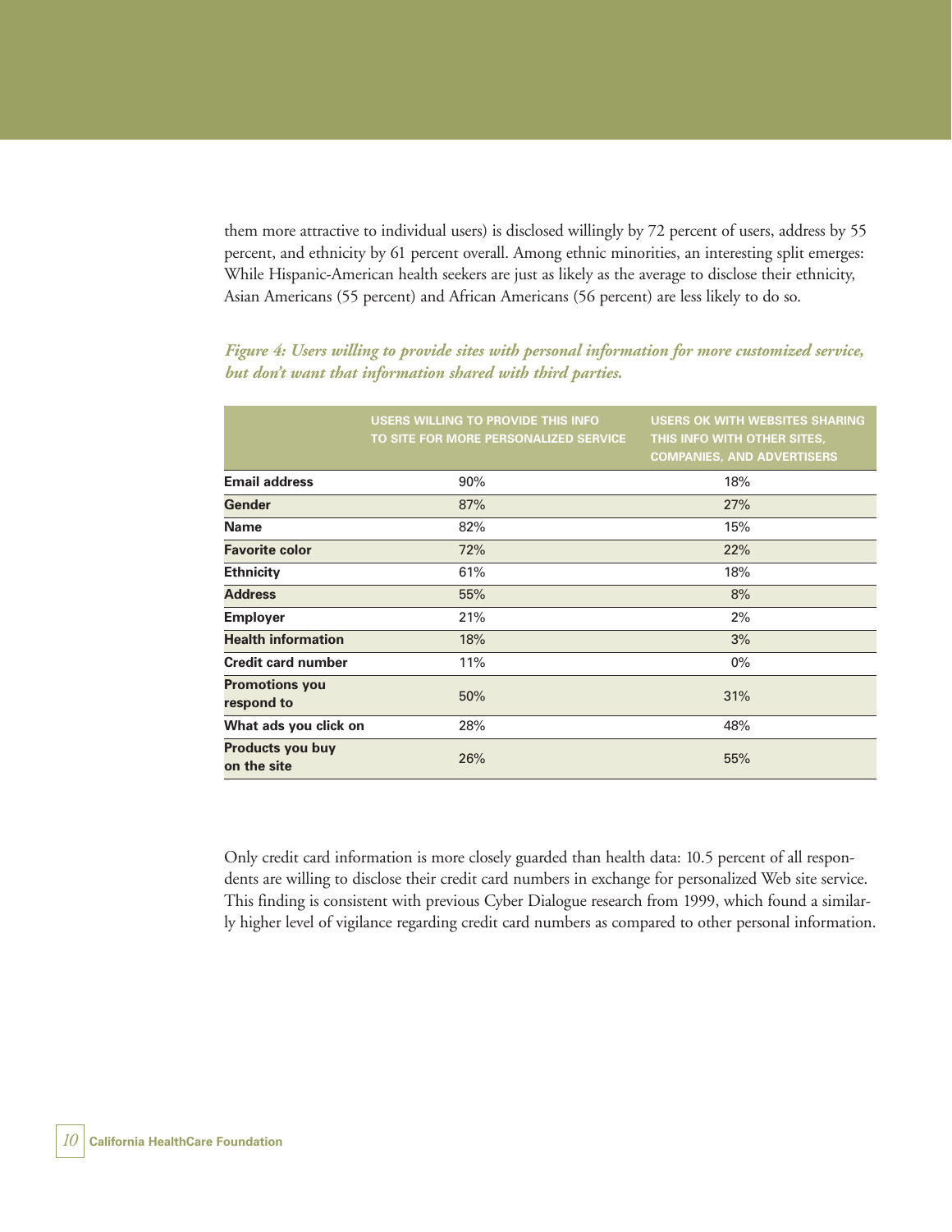them more attractive to individual users) is disclosed willingly by 72 percent of users, address by 55 percent, and ethnicity by 61 percent overall. Among ethnic minorities, an interesting split emerges: While Hispanic-American health seekers are just as likely as the average to disclose their ethnicity, Asian Americans (55 percent) and African Americans (56 percent) are less likely to do so.

*Figure 4: Users willing to provide sites with personal information for more customized service, but don't want that information shared with third parties.*

| | USERS WILLING TO PROVIDE THIS INFO TO SITE FOR MORE PERSONALIZED SERVICE | USERS OK WITH WEBSITES SHARING THIS INFO WITH OTHER SITES, COMPANIES, AND ADVERTISERS |
|---|---|---|
| **Email address** | 90% | 18% |
| **Gender** | 87% | 27% |
| **Name** | 82% | 15% |
| **Favorite color** | 72% | 22% |
| **Ethnicity** | 61% | 18% |
| **Address** | 55% | 8% |
| **Employer** | 21% | 2% |
| **Health information** | 18% | 3% |
| **Credit card number** | 11% | 0% |
| **Promotions you respond to** | 50% | 31% |
| **What ads you click on** | 28% | 48% |
| **Products you buy on the site** | 26% | 55% |

Only credit card information is more closely guarded than health data: 10.5 percent of all respondents are willing to disclose their credit card numbers in exchange for personalized Web site service. This finding is consistent with previous Cyber Dialogue research from 1999, which found a similarly higher level of vigilance regarding credit card numbers as compared to other personal information.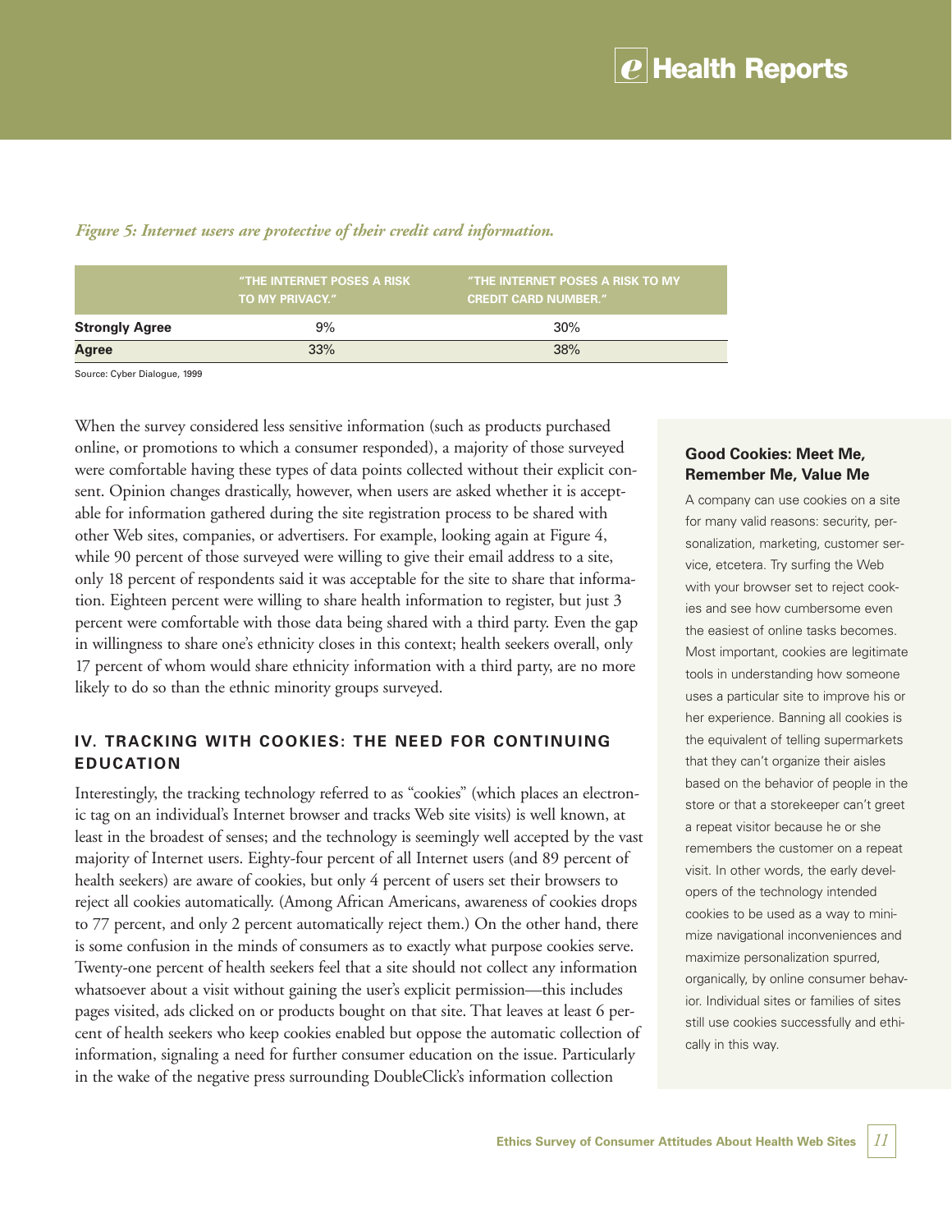*Figure 5: Internet users are protective of their credit card information.*

| | "THE INTERNET POSES A RISK TO MY PRIVACY." | "THE INTERNET POSES A RISK TO MY CREDIT CARD NUMBER." |
|---|---|---|
| **Strongly Agree** | 9% | 30% |
| **Agree** | 33% | 38% |

Source: Cyber Dialogue, 1999

When the survey considered less sensitive information (such as products purchased online, or promotions to which a consumer responded), a majority of those surveyed were comfortable having these types of data points collected without their explicit consent. Opinion changes drastically, however, when users are asked whether it is acceptable for information gathered during the site registration process to be shared with other Web sites, companies, or advertisers. For example, looking again at Figure 4, while 90 percent of those surveyed were willing to give their email address to a site, only 18 percent of respondents said it was acceptable for the site to share that information. Eighteen percent were willing to share health information to register, but just 3 percent were comfortable with those data being shared with a third party. Even the gap in willingness to share one's ethnicity closes in this context; health seekers overall, only 17 percent of whom would share ethnicity information with a third party, are no more likely to do so than the ethnic minority groups surveyed.

## IV. TRACKING WITH COOKIES: THE NEED FOR CONTINUING EDUCATION

Interestingly, the tracking technology referred to as "cookies" (which places an electronic tag on an individual's Internet browser and tracks Web site visits) is well known, at least in the broadest of senses; and the technology is seemingly well accepted by the vast majority of Internet users. Eighty-four percent of all Internet users (and 89 percent of health seekers) are aware of cookies, but only 4 percent of users set their browsers to reject all cookies automatically. (Among African Americans, awareness of cookies drops to 77 percent, and only 2 percent automatically reject them.) On the other hand, there is some confusion in the minds of consumers as to exactly what purpose cookies serve. Twenty-one percent of health seekers feel that a site should not collect any information whatsoever about a visit without gaining the user's explicit permission—this includes pages visited, ads clicked on or products bought on that site. That leaves at least 6 percent of health seekers who keep cookies enabled but oppose the automatic collection of information, signaling a need for further consumer education on the issue. Particularly in the wake of the negative press surrounding DoubleClick's information collection

### Good Cookies: Meet Me, Remember Me, Value Me

A company can use cookies on a site for many valid reasons: security, personalization, marketing, customer service, etcetera. Try surfing the Web with your browser set to reject cookies and see how cumbersome even the easiest of online tasks becomes. Most important, cookies are legitimate tools in understanding how someone uses a particular site to improve his or her experience. Banning all cookies is the equivalent of telling supermarkets that they can't organize their aisles based on the behavior of people in the store or that a storekeeper can't greet a repeat visitor because he or she remembers the customer on a repeat visit. In other words, the early developers of the technology intended cookies to be used as a way to minimize navigational inconveniences and maximize personalization spurred, organically, by online consumer behavior. Individual sites or families of sites still use cookies successfully and ethically in this way.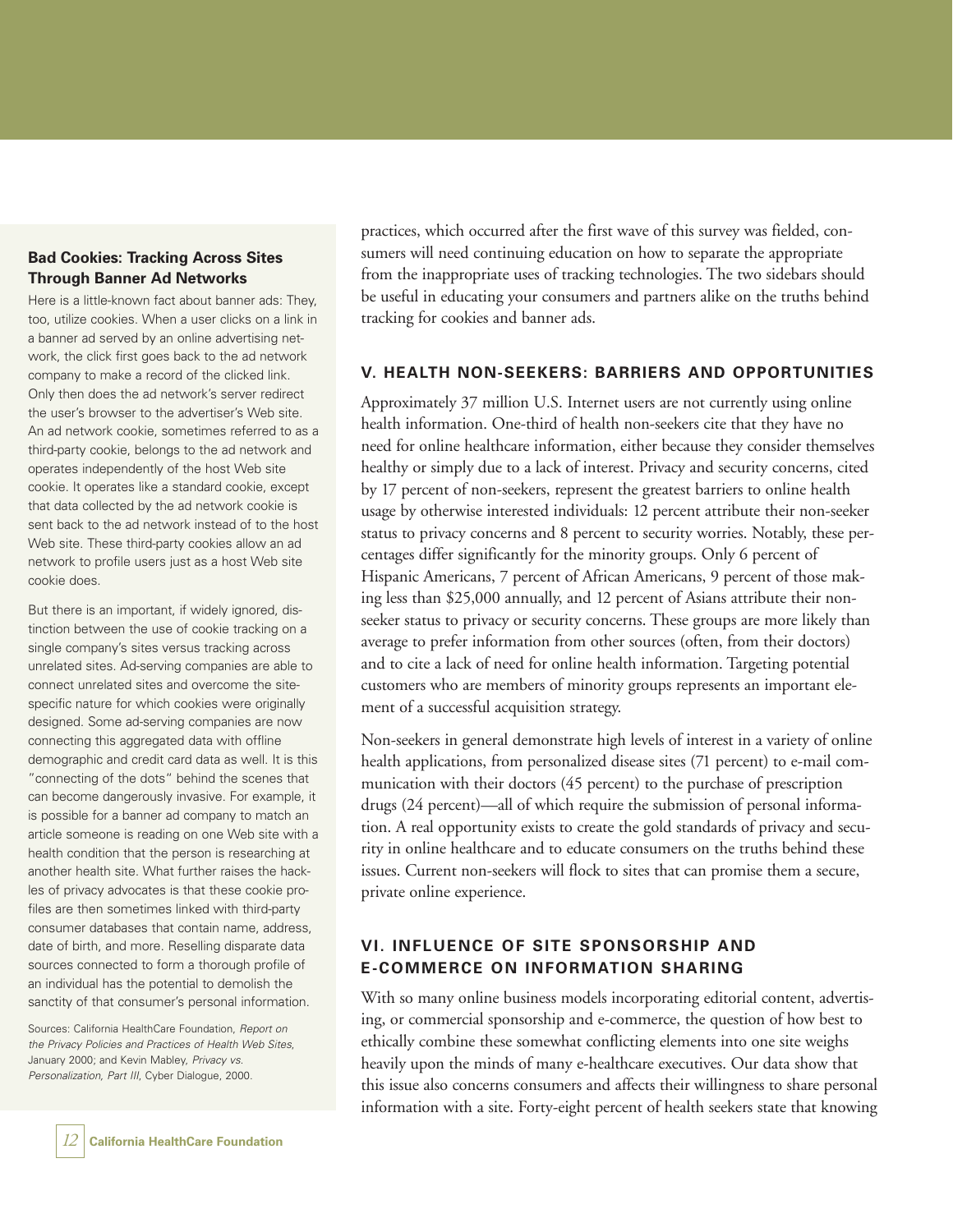practices, which occurred after the first wave of this survey was fielded, consumers will need continuing education on how to separate the appropriate from the inappropriate uses of tracking technologies. The two sidebars should be useful in educating your consumers and partners alike on the truths behind tracking for cookies and banner ads.

**Bad Cookies: Tracking Across Sites Through Banner Ad Networks**

Here is a little-known fact about banner ads: They, too, utilize cookies. When a user clicks on a link in a banner ad served by an online advertising network, the click first goes back to the ad network company to make a record of the clicked link. Only then does the ad network's server redirect the user's browser to the advertiser's Web site. An ad network cookie, sometimes referred to as a third-party cookie, belongs to the ad network and operates independently of the host Web site cookie. It operates like a standard cookie, except that data collected by the ad network cookie is sent back to the ad network instead of to the host Web site. These third-party cookies allow an ad network to profile users just as a host Web site cookie does.

But there is an important, if widely ignored, distinction between the use of cookie tracking on a single company's sites versus tracking across unrelated sites. Ad-serving companies are able to connect unrelated sites and overcome the site-specific nature for which cookies were originally designed. Some ad-serving companies are now connecting this aggregated data with offline demographic and credit card data as well. It is this "connecting of the dots" behind the scenes that can become dangerously invasive. For example, it is possible for a banner ad company to match an article someone is reading on one Web site with a health condition that the person is researching at another health site. What further raises the hackles of privacy advocates is that these cookie profiles are then sometimes linked with third-party consumer databases that contain name, address, date of birth, and more. Reselling disparate data sources connected to form a thorough profile of an individual has the potential to demolish the sanctity of that consumer's personal information.

Sources: California HealthCare Foundation, *Report on the Privacy Policies and Practices of Health Web Sites*, January 2000; and Kevin Mabley, *Privacy vs. Personalization, Part III*, Cyber Dialogue, 2000.

## V. HEALTH NON-SEEKERS: BARRIERS AND OPPORTUNITIES

Approximately 37 million U.S. Internet users are not currently using online health information. One-third of health non-seekers cite that they have no need for online healthcare information, either because they consider themselves healthy or simply due to a lack of interest. Privacy and security concerns, cited by 17 percent of non-seekers, represent the greatest barriers to online health usage by otherwise interested individuals: 12 percent attribute their non-seeker status to privacy concerns and 8 percent to security worries. Notably, these percentages differ significantly for the minority groups. Only 6 percent of Hispanic Americans, 7 percent of African Americans, 9 percent of those making less than $25,000 annually, and 12 percent of Asians attribute their non-seeker status to privacy or security concerns. These groups are more likely than average to prefer information from other sources (often, from their doctors) and to cite a lack of need for online health information. Targeting potential customers who are members of minority groups represents an important element of a successful acquisition strategy.

Non-seekers in general demonstrate high levels of interest in a variety of online health applications, from personalized disease sites (71 percent) to e-mail communication with their doctors (45 percent) to the purchase of prescription drugs (24 percent)—all of which require the submission of personal information. A real opportunity exists to create the gold standards of privacy and security in online healthcare and to educate consumers on the truths behind these issues. Current non-seekers will flock to sites that can promise them a secure, private online experience.

## VI. INFLUENCE OF SITE SPONSORSHIP AND E-COMMERCE ON INFORMATION SHARING

With so many online business models incorporating editorial content, advertising, or commercial sponsorship and e-commerce, the question of how best to ethically combine these somewhat conflicting elements into one site weighs heavily upon the minds of many e-healthcare executives. Our data show that this issue also concerns consumers and affects their willingness to share personal information with a site. Forty-eight percent of health seekers state that knowing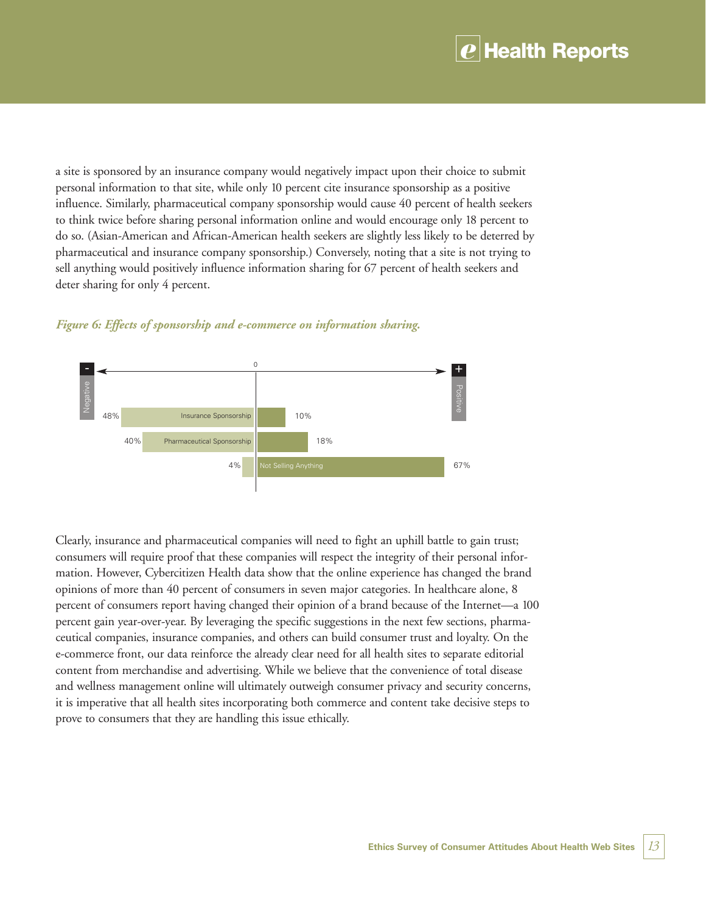a site is sponsored by an insurance company would negatively impact upon their choice to submit personal information to that site, while only 10 percent cite insurance sponsorship as a positive influence. Similarly, pharmaceutical company sponsorship would cause 40 percent of health seekers to think twice before sharing personal information online and would encourage only 18 percent to do so. (Asian-American and African-American health seekers are slightly less likely to be deterred by pharmaceutical and insurance company sponsorship.) Conversely, noting that a site is not trying to sell anything would positively influence information sharing for 67 percent of health seekers and deter sharing for only 4 percent.

*Figure 6: Effects of sponsorship and e-commerce on information sharing.*

| | Negative (-) | Positive (+) |
|---|---|---|
| Insurance Sponsorship | 48% | 10% |
| Pharmaceutical Sponsorship | 40% | 18% |
| Not Selling Anything | 4% | 67% |

Clearly, insurance and pharmaceutical companies will need to fight an uphill battle to gain trust; consumers will require proof that these companies will respect the integrity of their personal information. However, Cybercitizen Health data show that the online experience has changed the brand opinions of more than 40 percent of consumers in seven major categories. In healthcare alone, 8 percent of consumers report having changed their opinion of a brand because of the Internet—a 100 percent gain year-over-year. By leveraging the specific suggestions in the next few sections, pharmaceutical companies, insurance companies, and others can build consumer trust and loyalty. On the e-commerce front, our data reinforce the already clear need for all health sites to separate editorial content from merchandise and advertising. While we believe that the convenience of total disease and wellness management online will ultimately outweigh consumer privacy and security concerns, it is imperative that all health sites incorporating both commerce and content take decisive steps to prove to consumers that they are handling this issue ethically.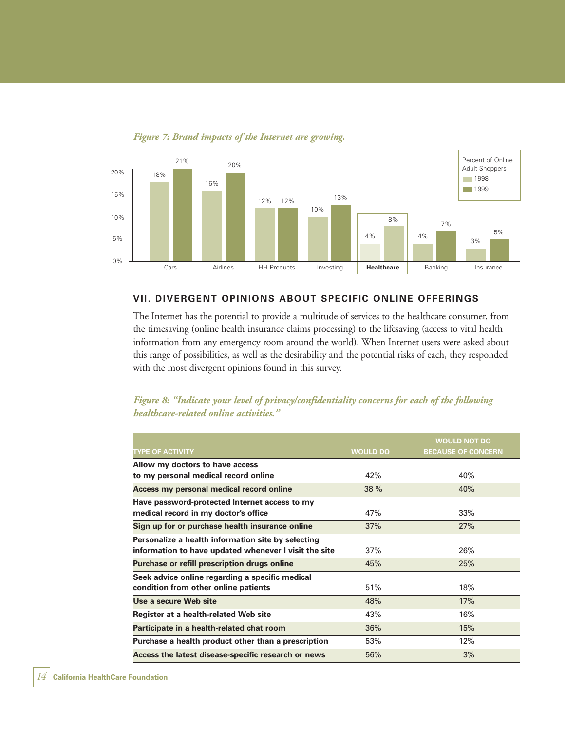*Figure 7: Brand impacts of the Internet are growing.*

| Category | 1998 | 1999 |
|---|---|---|
| Cars | 18% | 21% |
| Airlines | 16% | 20% |
| HH Products | 12% | 12% |
| Investing | 10% | 13% |
| **Healthcare** | 4% | 8% |
| Banking | 4% | 7% |
| Insurance | 3% | 5% |

Percent of Online Adult Shoppers

## VII. DIVERGENT OPINIONS ABOUT SPECIFIC ONLINE OFFERINGS

The Internet has the potential to provide a multitude of services to the healthcare consumer, from the timesaving (online health insurance claims processing) to the lifesaving (access to vital health information from any emergency room around the world). When Internet users were asked about this range of possibilities, as well as the desirability and the potential risks of each, they responded with the most divergent opinions found in this survey.

*Figure 8: "Indicate your level of privacy/confidentiality concerns for each of the following healthcare-related online activities."*

| TYPE OF ACTIVITY | WOULD DO | WOULD NOT DO BECAUSE OF CONCERN |
|---|---|---|
| **Allow my doctors to have access to my personal medical record online** | 42% | 40% |
| **Access my personal medical record online** | 38 % | 40% |
| **Have password-protected Internet access to my medical record in my doctor's office** | 47% | 33% |
| **Sign up for or purchase health insurance online** | 37% | 27% |
| **Personalize a health information site by selecting information to have updated whenever I visit the site** | 37% | 26% |
| **Purchase or refill prescription drugs online** | 45% | 25% |
| **Seek advice online regarding a specific medical condition from other online patients** | 51% | 18% |
| **Use a secure Web site** | 48% | 17% |
| **Register at a health-related Web site** | 43% | 16% |
| **Participate in a health-related chat room** | 36% | 15% |
| **Purchase a health product other than a prescription** | 53% | 12% |
| **Access the latest disease-specific research or news** | 56% | 3% |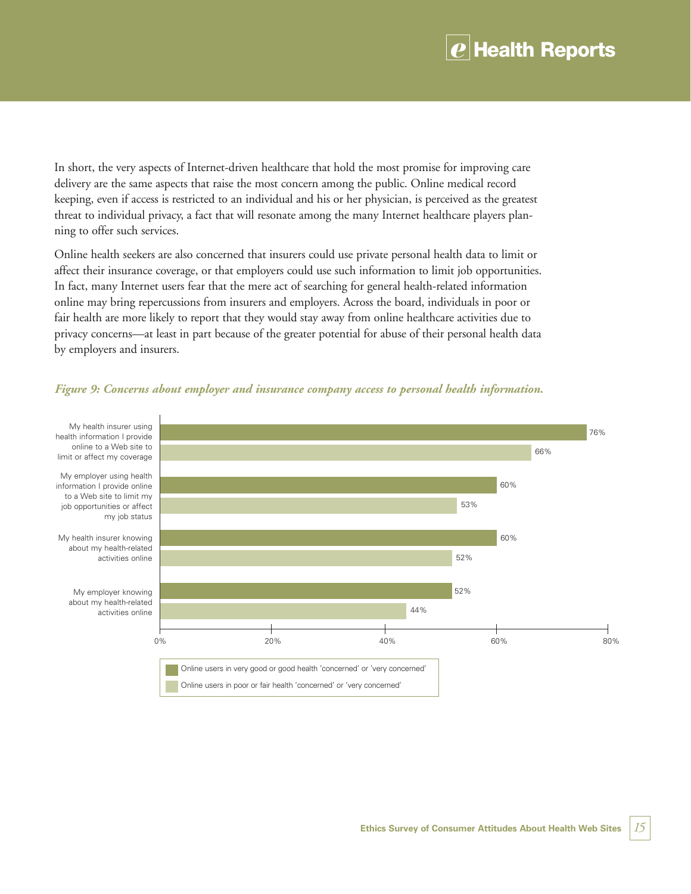In short, the very aspects of Internet-driven healthcare that hold the most promise for improving care delivery are the same aspects that raise the most concern among the public. Online medical record keeping, even if access is restricted to an individual and his or her physician, is perceived as the greatest threat to individual privacy, a fact that will resonate among the many Internet healthcare players planning to offer such services.

Online health seekers are also concerned that insurers could use private personal health data to limit or affect their insurance coverage, or that employers could use such information to limit job opportunities. In fact, many Internet users fear that the mere act of searching for general health-related information online may bring repercussions from insurers and employers. Across the board, individuals in poor or fair health are more likely to report that they would stay away from online healthcare activities due to privacy concerns—at least in part because of the greater potential for abuse of their personal health data by employers and insurers.

*Figure 9: Concerns about employer and insurance company access to personal health information.*

| | Online users in very good or good health 'concerned' or 'very concerned' | Online users in poor or fair health 'concerned' or 'very concerned' |
|---|---|---|
| My health insurer using health information I provide online to a Web site to limit or affect my coverage | 76% | 66% |
| My employer using health information I provide online to a Web site to limit my job opportunities or affect my job status | 60% | 53% |
| My health insurer knowing about my health-related activities online | 60% | 52% |
| My employer knowing about my health-related activities online | 52% | 44% |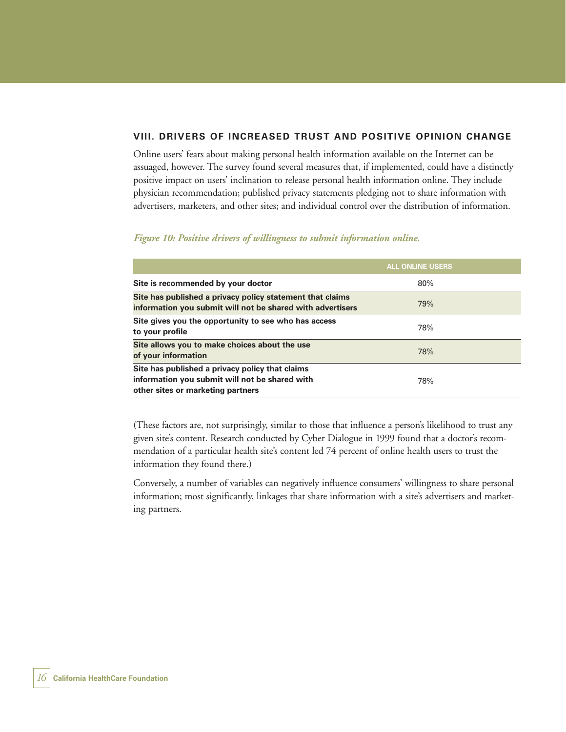## VIII. DRIVERS OF INCREASED TRUST AND POSITIVE OPINION CHANGE

Online users' fears about making personal health information available on the Internet can be assuaged, however. The survey found several measures that, if implemented, could have a distinctly positive impact on users' inclination to release personal health information online. They include physician recommendation; published privacy statements pledging not to share information with advertisers, marketers, and other sites; and individual control over the distribution of information.

*Figure 10: Positive drivers of willingness to submit information online.*

| | ALL ONLINE USERS |
|---|---|
| **Site is recommended by your doctor** | 80% |
| **Site has published a privacy policy statement that claims information you submit will not be shared with advertisers** | 79% |
| **Site gives you the opportunity to see who has access to your profile** | 78% |
| **Site allows you to make choices about the use of your information** | 78% |
| **Site has published a privacy policy that claims information you submit will not be shared with other sites or marketing partners** | 78% |

(These factors are, not surprisingly, similar to those that influence a person's likelihood to trust any given site's content. Research conducted by Cyber Dialogue in 1999 found that a doctor's recommendation of a particular health site's content led 74 percent of online health users to trust the information they found there.)

Conversely, a number of variables can negatively influence consumers' willingness to share personal information; most significantly, linkages that share information with a site's advertisers and marketing partners.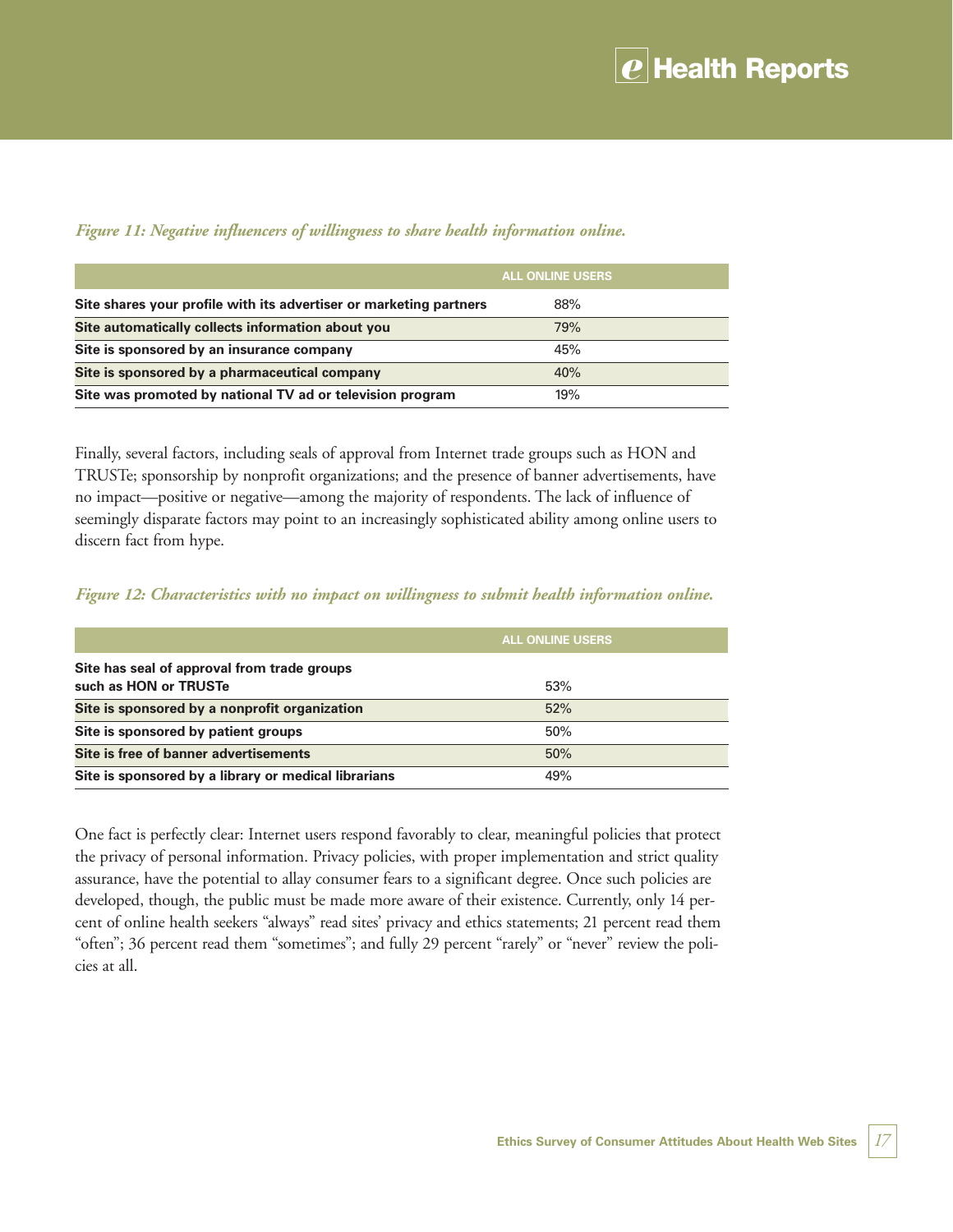*Figure 11: Negative influencers of willingness to share health information online.*

| | ALL ONLINE USERS |
|---|---|
| **Site shares your profile with its advertiser or marketing partners** | 88% |
| **Site automatically collects information about you** | 79% |
| **Site is sponsored by an insurance company** | 45% |
| **Site is sponsored by a pharmaceutical company** | 40% |
| **Site was promoted by national TV ad or television program** | 19% |

Finally, several factors, including seals of approval from Internet trade groups such as HON and TRUSTe; sponsorship by nonprofit organizations; and the presence of banner advertisements, have no impact—positive or negative—among the majority of respondents. The lack of influence of seemingly disparate factors may point to an increasingly sophisticated ability among online users to discern fact from hype.

*Figure 12: Characteristics with no impact on willingness to submit health information online.*

| | ALL ONLINE USERS |
|---|---|
| **Site has seal of approval from trade groups such as HON or TRUSTe** | 53% |
| **Site is sponsored by a nonprofit organization** | 52% |
| **Site is sponsored by patient groups** | 50% |
| **Site is free of banner advertisements** | 50% |
| **Site is sponsored by a library or medical librarians** | 49% |

One fact is perfectly clear: Internet users respond favorably to clear, meaningful policies that protect the privacy of personal information. Privacy policies, with proper implementation and strict quality assurance, have the potential to allay consumer fears to a significant degree. Once such policies are developed, though, the public must be made more aware of their existence. Currently, only 14 percent of online health seekers "always" read sites' privacy and ethics statements; 21 percent read them "often"; 36 percent read them "sometimes"; and fully 29 percent "rarely" or "never" review the policies at all.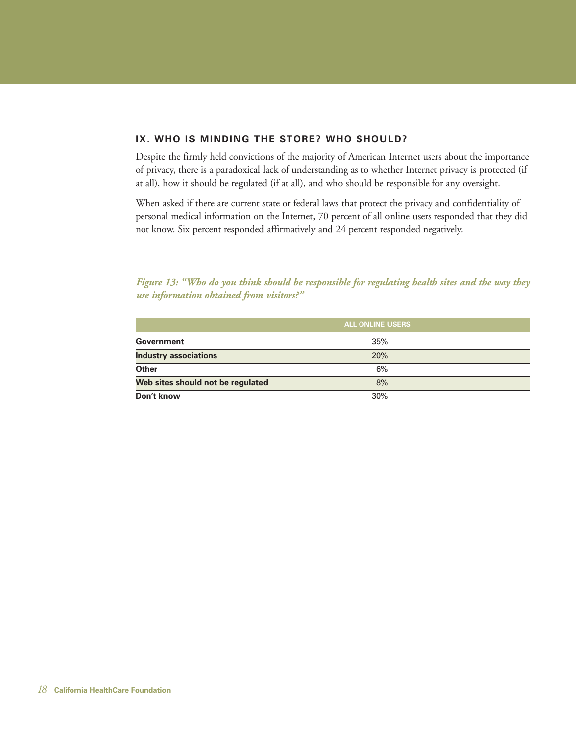## IX. WHO IS MINDING THE STORE? WHO SHOULD?

Despite the firmly held convictions of the majority of American Internet users about the importance of privacy, there is a paradoxical lack of understanding as to whether Internet privacy is protected (if at all), how it should be regulated (if at all), and who should be responsible for any oversight.

When asked if there are current state or federal laws that protect the privacy and confidentiality of personal medical information on the Internet, 70 percent of all online users responded that they did not know. Six percent responded affirmatively and 24 percent responded negatively.

*Figure 13: "Who do you think should be responsible for regulating health sites and the way they use information obtained from visitors?"*

| | ALL ONLINE USERS |
|---|---|
| **Government** | 35% |
| **Industry associations** | 20% |
| **Other** | 6% |
| **Web sites should not be regulated** | 8% |
| **Don't know** | 30% |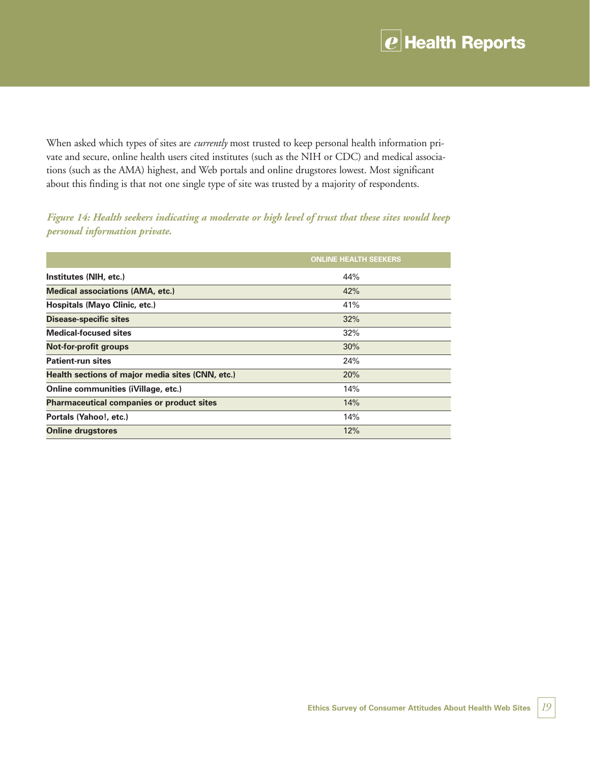When asked which types of sites are *currently* most trusted to keep personal health information private and secure, online health users cited institutes (such as the NIH or CDC) and medical associations (such as the AMA) highest, and Web portals and online drugstores lowest. Most significant about this finding is that not one single type of site was trusted by a majority of respondents.

***Figure 14: Health seekers indicating a moderate or high level of trust that these sites would keep personal information private.***

| | ONLINE HEALTH SEEKERS |
|---|---|
| **Institutes (NIH, etc.)** | 44% |
| **Medical associations (AMA, etc.)** | 42% |
| **Hospitals (Mayo Clinic, etc.)** | 41% |
| **Disease-specific sites** | 32% |
| **Medical-focused sites** | 32% |
| **Not-for-profit groups** | 30% |
| **Patient-run sites** | 24% |
| **Health sections of major media sites (CNN, etc.)** | 20% |
| **Online communities (iVillage, etc.)** | 14% |
| **Pharmaceutical companies or product sites** | 14% |
| **Portals (Yahoo!, etc.)** | 14% |
| **Online drugstores** | 12% |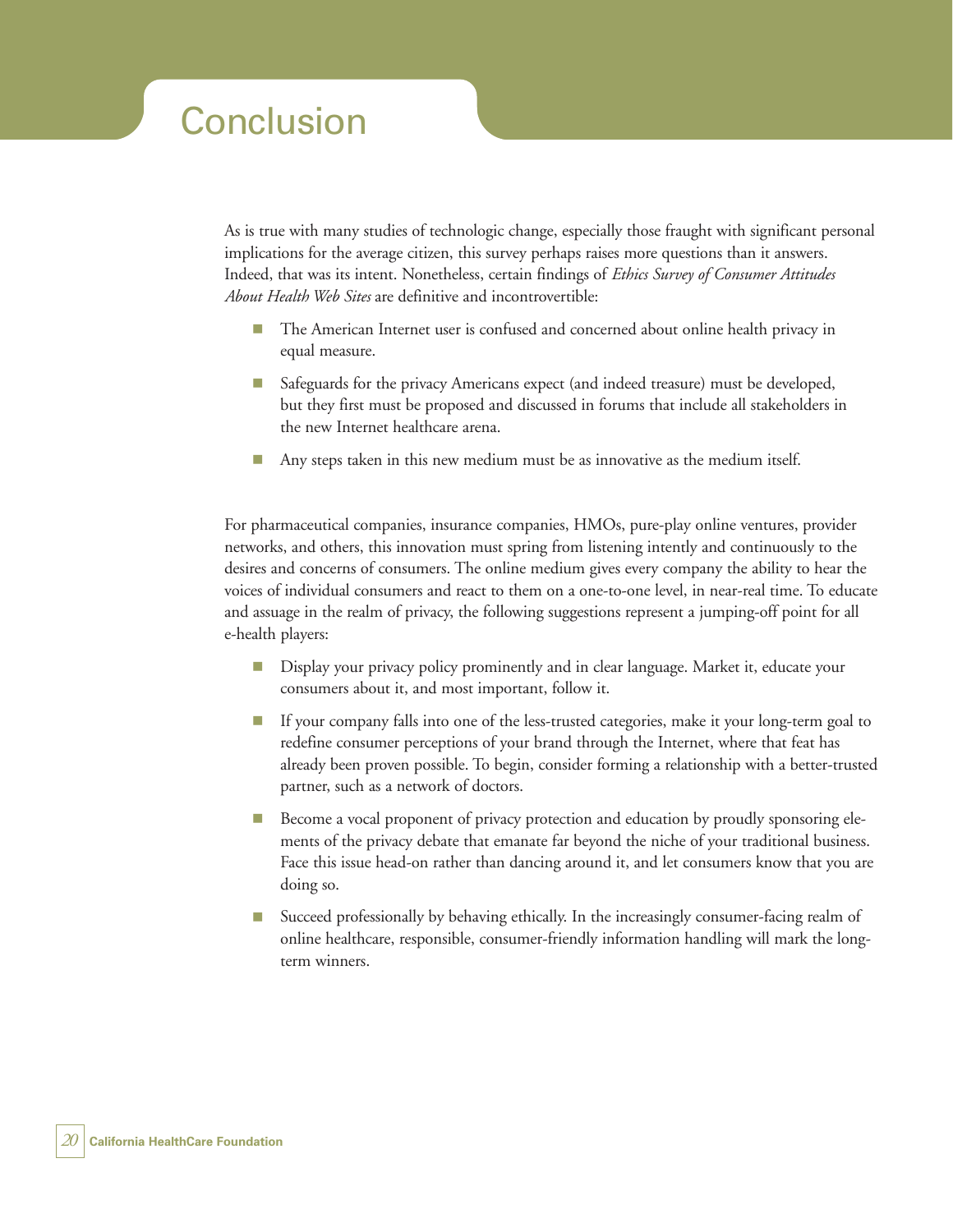# Conclusion

As is true with many studies of technologic change, especially those fraught with significant personal implications for the average citizen, this survey perhaps raises more questions than it answers. Indeed, that was its intent. Nonetheless, certain findings of *Ethics Survey of Consumer Attitudes About Health Web Sites* are definitive and incontrovertible:

- The American Internet user is confused and concerned about online health privacy in equal measure.
- Safeguards for the privacy Americans expect (and indeed treasure) must be developed, but they first must be proposed and discussed in forums that include all stakeholders in the new Internet healthcare arena.
- Any steps taken in this new medium must be as innovative as the medium itself.

For pharmaceutical companies, insurance companies, HMOs, pure-play online ventures, provider networks, and others, this innovation must spring from listening intently and continuously to the desires and concerns of consumers. The online medium gives every company the ability to hear the voices of individual consumers and react to them on a one-to-one level, in near-real time. To educate and assuage in the realm of privacy, the following suggestions represent a jumping-off point for all e-health players:

- Display your privacy policy prominently and in clear language. Market it, educate your consumers about it, and most important, follow it.
- If your company falls into one of the less-trusted categories, make it your long-term goal to redefine consumer perceptions of your brand through the Internet, where that feat has already been proven possible. To begin, consider forming a relationship with a better-trusted partner, such as a network of doctors.
- Become a vocal proponent of privacy protection and education by proudly sponsoring elements of the privacy debate that emanate far beyond the niche of your traditional business. Face this issue head-on rather than dancing around it, and let consumers know that you are doing so.
- Succeed professionally by behaving ethically. In the increasingly consumer-facing realm of online healthcare, responsible, consumer-friendly information handling will mark the long-term winners.